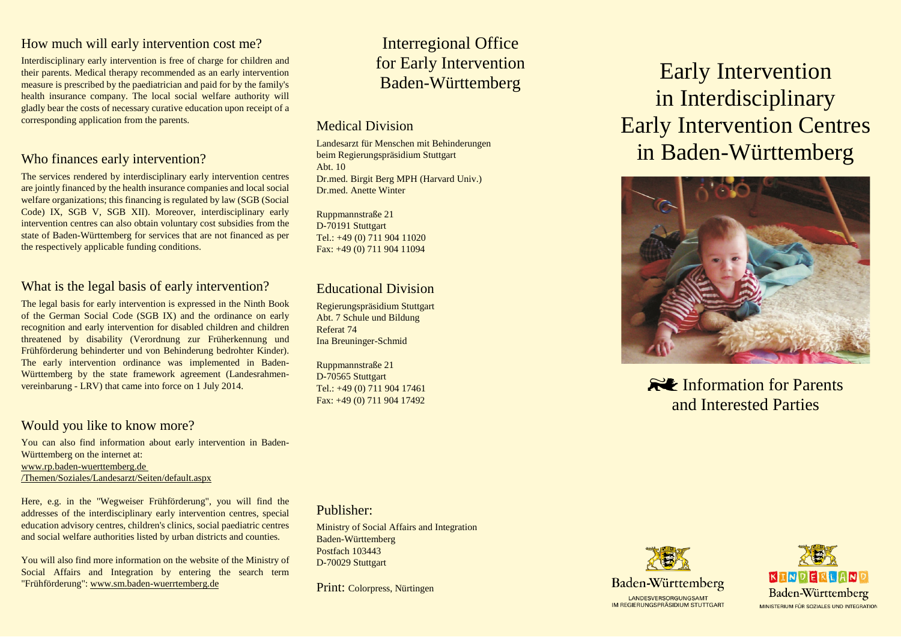## How much will early intervention cost me?

Interdisciplinary early intervention is free of charge for children and their parents. Medical therapy recommended as an early intervention measure is prescribed by the paediatrician and paid for by the family's health insurance company. The local social welfare authority will gladly bear the costs of necessary curative education upon receipt of a corresponding application from the parents.

## Who finances early intervention?

The services rendered by interdisciplinary early intervention centres are jointly financed by the health insurance companies and local social welfare organizations; this financing is regulated by law (SGB (Social Code) IX, SGB V, SGB XII). Moreover, interdisciplinary early intervention centres can also obtain voluntary cost subsidies from the state of Baden-Württemberg for services that are not financed as per the respectively applicable funding conditions.

## What is the legal basis of early intervention?

The legal basis for early intervention is expressed in the Ninth Book of the German Social Code (SGB IX) and the ordinance on early recognition and early intervention for disabled children and children threatened by disability (Verordnung zur Früherkennung und Frühförderung behinderter und von Behinderung bedrohter Kinder). The early intervention ordinance was implemented in Baden-Württemberg by the state framework agreement (Landesrahmen-vereinbarung - LRV) that came into force on 1 July 2014.

## Would you like to know more?

You can also find information about early intervention in Baden-Württemberg on the internet at:
www.rp.baden-wuerttemberg.de /Themen/Soziales/Landesarzt/Seiten/default.aspx

Here, e.g. in the "Wegweiser Frühförderung", you will find the addresses of the interdisciplinary early intervention centres, special education advisory centres, children's clinics, social paediatric centres and social welfare authorities listed by urban districts and counties.

You will also find more information on the website of the Ministry of Social Affairs and Integration by entering the search term "Frühförderung": www.sm.baden-wuerrtemberg.de

# Interregional Office for Early Intervention Baden-Württemberg

## Medical Division

Landesarzt für Menschen mit Behinderungen
beim Regierungspräsidium Stuttgart
Abt. 10
Dr.med. Birgit Berg MPH (Harvard Univ.)
Dr.med. Anette Winter

Ruppmannstraße 21
D-70191 Stuttgart
Tel.: +49 (0) 711 904 11020
Fax: +49 (0) 711 904 11094

## Educational Division

Regierungspräsidium Stuttgart
Abt. 7 Schule und Bildung
Referat 74
Ina Breuninger-Schmid

Ruppmannstraße 21
D-70565 Stuttgart
Tel.: +49 (0) 711 904 17461
Fax: +49 (0) 711 904 17492

## Publisher:

Ministry of Social Affairs and Integration
Baden-Württemberg
Postfach 103443
D-70029 Stuttgart

Print: Colorpress, Nürtingen

# Early Intervention in Interdisciplinary Early Intervention Centres in Baden-Württemberg

Information for Parents and Interested Parties

Baden-Württemberg
LANDESVERSORGUNGSAMT
IM REGIERUNGSPRÄSIDIUM STUTTGART

KINDERLAND
Baden-Württemberg
MINISTERIUM FÜR SOZIALES UND INTEGRATION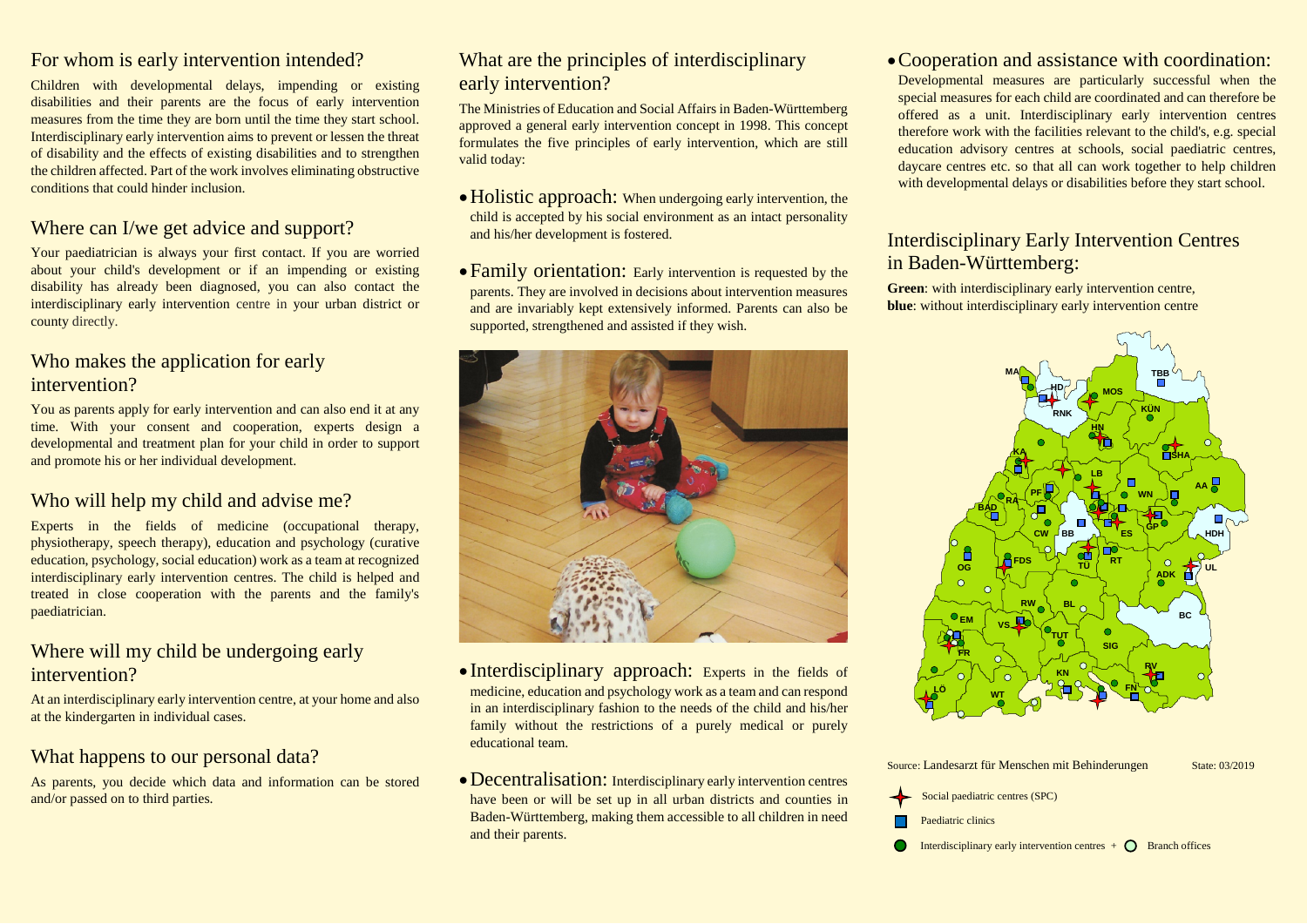## For whom is early intervention intended?

Children with developmental delays, impending or existing disabilities and their parents are the focus of early intervention measures from the time they are born until the time they start school. Interdisciplinary early intervention aims to prevent or lessen the threat of disability and the effects of existing disabilities and to strengthen the children affected. Part of the work involves eliminating obstructive conditions that could hinder inclusion.

## Where can I/we get advice and support?

Your paediatrician is always your first contact. If you are worried about your child's development or if an impending or existing disability has already been diagnosed, you can also contact the interdisciplinary early intervention centre in your urban district or county directly.

## Who makes the application for early intervention?

You as parents apply for early intervention and can also end it at any time. With your consent and cooperation, experts design a developmental and treatment plan for your child in order to support and promote his or her individual development.

## Who will help my child and advise me?

Experts in the fields of medicine (occupational therapy, physiotherapy, speech therapy), education and psychology (curative education, psychology, social education) work as a team at recognized interdisciplinary early intervention centres. The child is helped and treated in close cooperation with the parents and the family's paediatrician.

## Where will my child be undergoing early intervention?

At an interdisciplinary early intervention centre, at your home and also at the kindergarten in individual cases.

## What happens to our personal data?

As parents, you decide which data and information can be stored and/or passed on to third parties.

## What are the principles of interdisciplinary early intervention?

The Ministries of Education and Social Affairs in Baden-Württemberg approved a general early intervention concept in 1998. This concept formulates the five principles of early intervention, which are still valid today:

- **Holistic approach:** When undergoing early intervention, the child is accepted by his social environment as an intact personality and his/her development is fostered.
- **Family orientation:** Early intervention is requested by the parents. They are involved in decisions about intervention measures and are invariably kept extensively informed. Parents can also be supported, strengthened and assisted if they wish.
- **Interdisciplinary approach:** Experts in the fields of medicine, education and psychology work as a team and can respond in an interdisciplinary fashion to the needs of the child and his/her family without the restrictions of a purely medical or purely educational team.
- **Decentralisation:** Interdisciplinary early intervention centres have been or will be set up in all urban districts and counties in Baden-Württemberg, making them accessible to all children in need and their parents.
- **Cooperation and assistance with coordination:** Developmental measures are particularly successful when the special measures for each child are coordinated and can therefore be offered as a unit. Interdisciplinary early intervention centres therefore work with the facilities relevant to the child's, e.g. special education advisory centres at schools, social paediatric centres, daycare centres etc. so that all can work together to help children with developmental delays or disabilities before they start school.

## Interdisciplinary Early Intervention Centres in Baden-Württemberg:

**Green**: with interdisciplinary early intervention centre,
**blue**: without interdisciplinary early intervention centre

MA
HD
MOS
TBB
RNK
KÜN
HN
KA
SHA
LB
AA
PF
WN
BAD
RA
CW
BB
ES
GP
HDH
OG
FDS
TÜ
RT
ADK
UL
RW
BL
EM
VS
BC
TUT
SIG
FR
KN
RV
LÖ
WT
FN

Source: Landesarzt für Menschen mit Behinderungen State: 03/2019

Social paediatric centres (SPC)

Paediatric clinics

Interdisciplinary early intervention centres + Branch offices